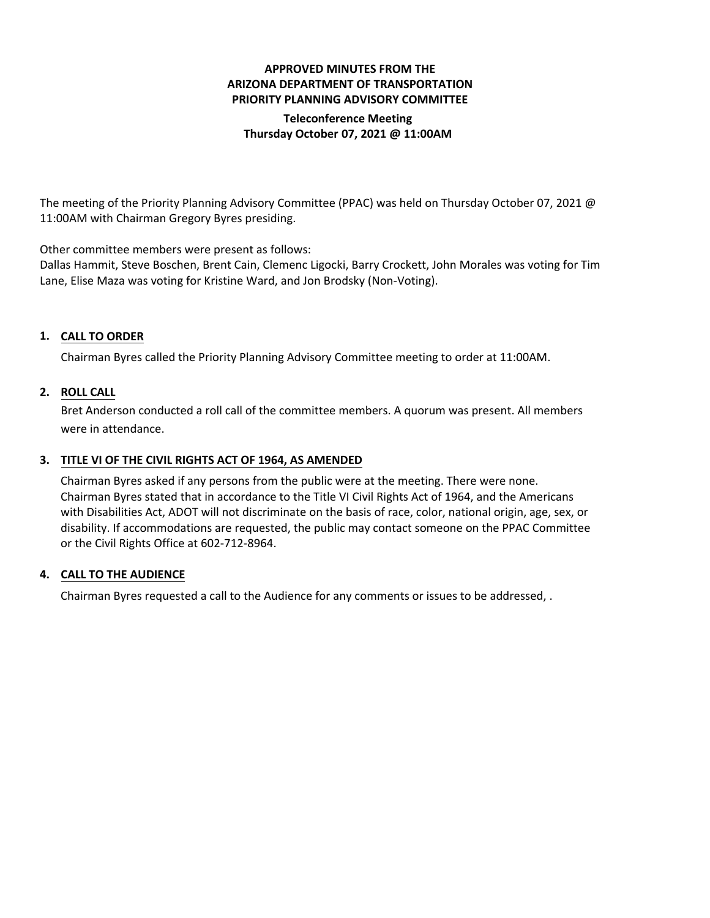# APPROVED MINUTES FROM THE ARIZONA DEPARTMENT OF TRANSPORTATION PRIORITY PLANNING ADVISORY COMMITTEE

## Teleconference Meeting
## Thursday October 07, 2021 @ 11:00AM

The meeting of the Priority Planning Advisory Committee (PPAC) was held on Thursday October 07, 2021 @ 11:00AM with Chairman Gregory Byres presiding.

Other committee members were present as follows:
Dallas Hammit, Steve Boschen, Brent Cain, Clemenc Ligocki, Barry Crockett, John Morales was voting for Tim Lane, Elise Maza was voting for Kristine Ward, and Jon Brodsky (Non-Voting).

### 1. CALL TO ORDER

Chairman Byres called the Priority Planning Advisory Committee meeting to order at 11:00AM.

### 2. ROLL CALL

Bret Anderson conducted a roll call of the committee members. A quorum was present. All members were in attendance.

### 3. TITLE VI OF THE CIVIL RIGHTS ACT OF 1964, AS AMENDED

Chairman Byres asked if any persons from the public were at the meeting. There were none. Chairman Byres stated that in accordance to the Title VI Civil Rights Act of 1964, and the Americans with Disabilities Act, ADOT will not discriminate on the basis of race, color, national origin, age, sex, or disability. If accommodations are requested, the public may contact someone on the PPAC Committee or the Civil Rights Office at 602-712-8964.

### 4. CALL TO THE AUDIENCE

Chairman Byres requested a call to the Audience for any comments or issues to be addressed, .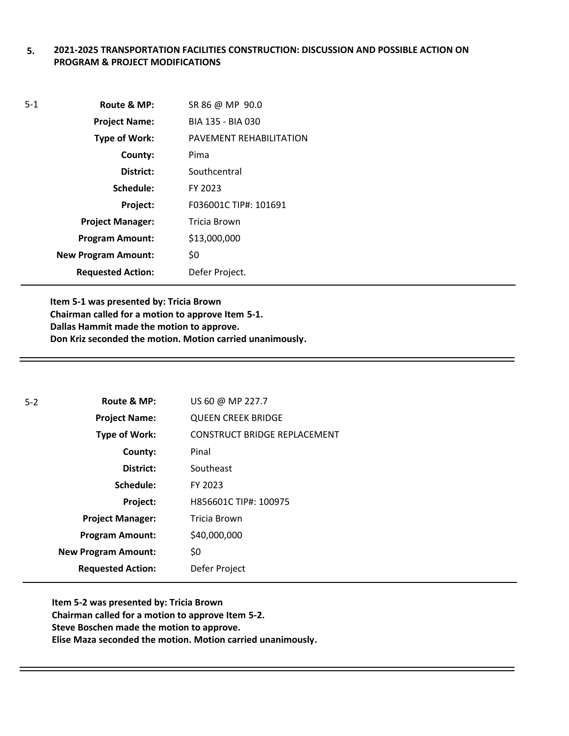## 5. 2021-2025 TRANSPORTATION FACILITIES CONSTRUCTION: DISCUSSION AND POSSIBLE ACTION ON PROGRAM & PROJECT MODIFICATIONS

5-1

| | |
|---|---|
| **Route & MP:** | SR 86 @ MP 90.0 |
| **Project Name:** | BIA 135 - BIA 030 |
| **Type of Work:** | PAVEMENT REHABILITATION |
| **County:** | Pima |
| **District:** | Southcentral |
| **Schedule:** | FY 2023 |
| **Project:** | F036001C TIP#: 101691 |
| **Project Manager:** | Tricia Brown |
| **Program Amount:** | $13,000,000 |
| **New Program Amount:** | $0 |
| **Requested Action:** | Defer Project. |

**Item 5-1 was presented by: Tricia Brown**
**Chairman called for a motion to approve Item 5-1.**
**Dallas Hammit made the motion to approve.**
**Don Kriz seconded the motion. Motion carried unanimously.**

---

5-2

| | |
|---|---|
| **Route & MP:** | US 60 @ MP 227.7 |
| **Project Name:** | QUEEN CREEK BRIDGE |
| **Type of Work:** | CONSTRUCT BRIDGE REPLACEMENT |
| **County:** | Pinal |
| **District:** | Southeast |
| **Schedule:** | FY 2023 |
| **Project:** | H856601C TIP#: 100975 |
| **Project Manager:** | Tricia Brown |
| **Program Amount:** | $40,000,000 |
| **New Program Amount:** | $0 |
| **Requested Action:** | Defer Project |

**Item 5-2 was presented by: Tricia Brown**
**Chairman called for a motion to approve Item 5-2.**
**Steve Boschen made the motion to approve.**
**Elise Maza seconded the motion. Motion carried unanimously.**

---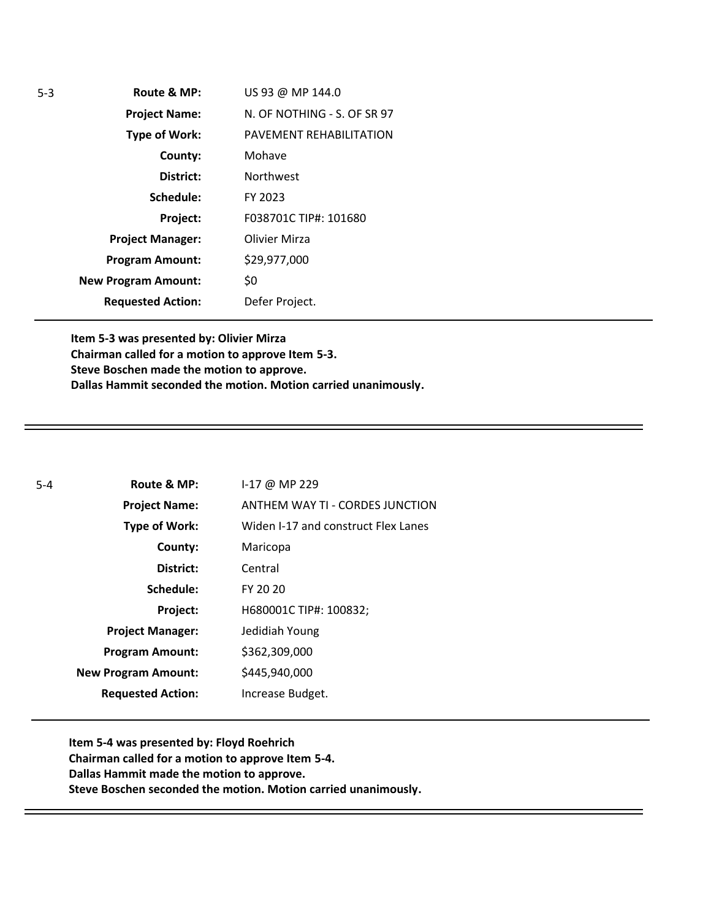5-3

| | |
|---|---|
| **Route & MP:** | US 93 @ MP 144.0 |
| **Project Name:** | N. OF NOTHING - S. OF SR 97 |
| **Type of Work:** | PAVEMENT REHABILITATION |
| **County:** | Mohave |
| **District:** | Northwest |
| **Schedule:** | FY 2023 |
| **Project:** | F038701C TIP#: 101680 |
| **Project Manager:** | Olivier Mirza |
| **Program Amount:** | $29,977,000 |
| **New Program Amount:** | $0 |
| **Requested Action:** | Defer Project. |

**Item 5-3 was presented by: Olivier Mirza**
**Chairman called for a motion to approve Item 5-3.**
**Steve Boschen made the motion to approve.**
**Dallas Hammit seconded the motion. Motion carried unanimously.**

---

5-4

| | |
|---|---|
| **Route & MP:** | I-17 @ MP 229 |
| **Project Name:** | ANTHEM WAY TI - CORDES JUNCTION |
| **Type of Work:** | Widen I-17 and construct Flex Lanes |
| **County:** | Maricopa |
| **District:** | Central |
| **Schedule:** | FY 20 20 |
| **Project:** | H680001C TIP#: 100832; |
| **Project Manager:** | Jedidiah Young |
| **Program Amount:** | $362,309,000 |
| **New Program Amount:** | $445,940,000 |
| **Requested Action:** | Increase Budget. |

**Item 5-4 was presented by: Floyd Roehrich**
**Chairman called for a motion to approve Item 5-4.**
**Dallas Hammit made the motion to approve.**
**Steve Boschen seconded the motion. Motion carried unanimously.**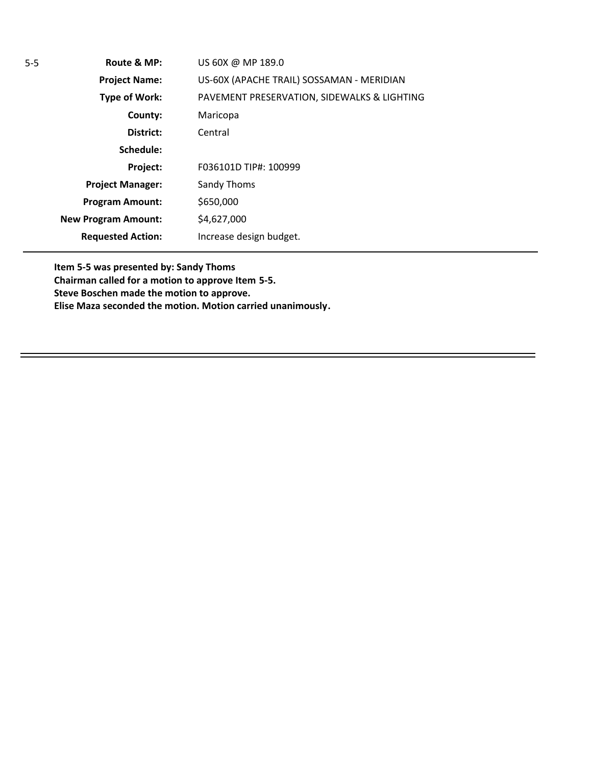5-5

| | |
|---|---|
| **Route & MP:** | US 60X @ MP 189.0 |
| **Project Name:** | US-60X (APACHE TRAIL) SOSSAMAN - MERIDIAN |
| **Type of Work:** | PAVEMENT PRESERVATION, SIDEWALKS & LIGHTING |
| **County:** | Maricopa |
| **District:** | Central |
| **Schedule:** | |
| **Project:** | F036101D TIP#: 100999 |
| **Project Manager:** | Sandy Thoms |
| **Program Amount:** | $650,000 |
| **New Program Amount:** | $4,627,000 |
| **Requested Action:** | Increase design budget. |

**Item 5-5 was presented by: Sandy Thoms**
**Chairman called for a motion to approve Item 5-5.**
**Steve Boschen made the motion to approve.**
**Elise Maza seconded the motion. Motion carried unanimously.**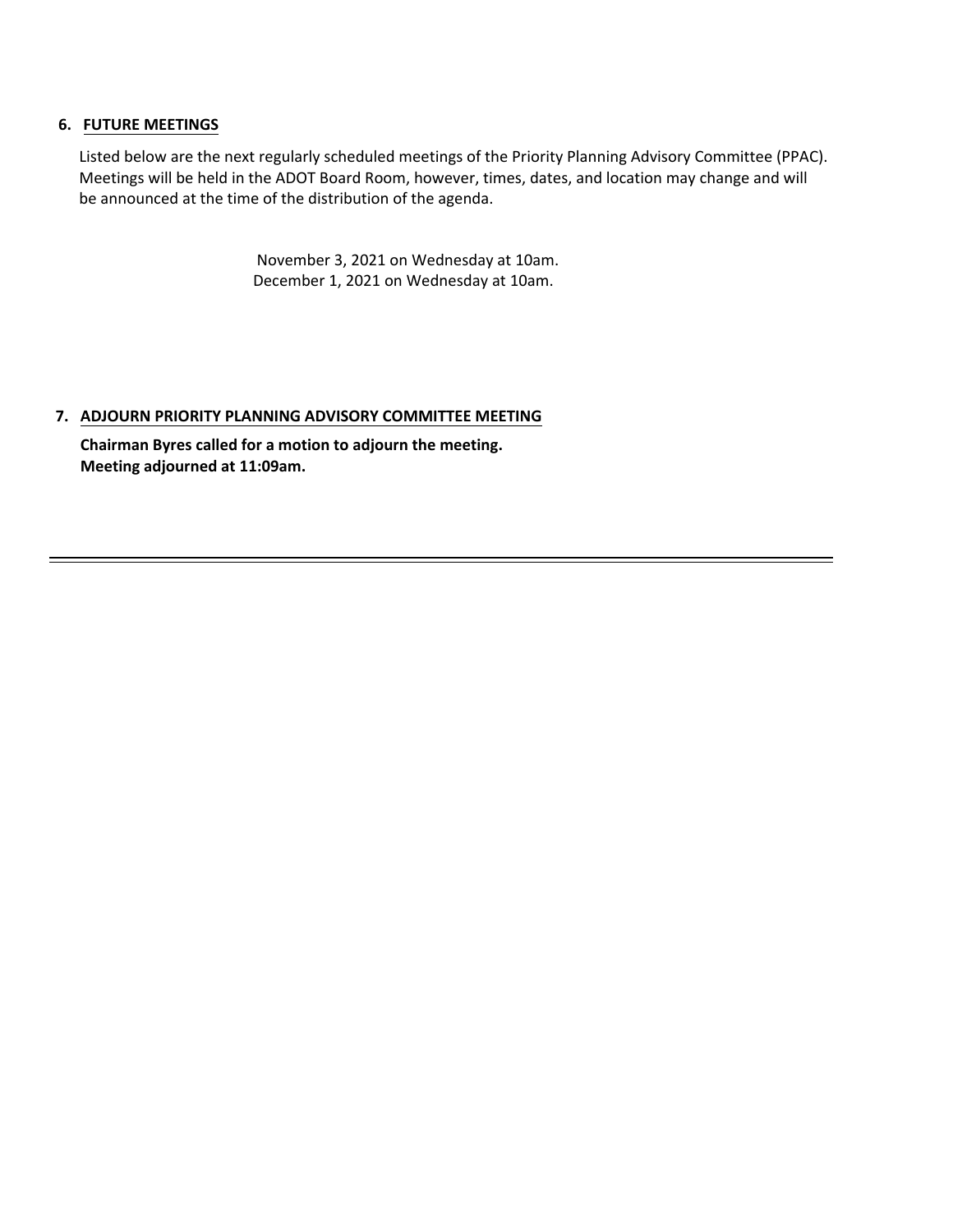## 6. FUTURE MEETINGS

Listed below are the next regularly scheduled meetings of the Priority Planning Advisory Committee (PPAC). Meetings will be held in the ADOT Board Room, however, times, dates, and location may change and will be announced at the time of the distribution of the agenda.

November 3, 2021 on Wednesday at 10am.
December 1, 2021 on Wednesday at 10am.

## 7. ADJOURN PRIORITY PLANNING ADVISORY COMMITTEE MEETING

**Chairman Byres called for a motion to adjourn the meeting.**
**Meeting adjourned at 11:09am.**